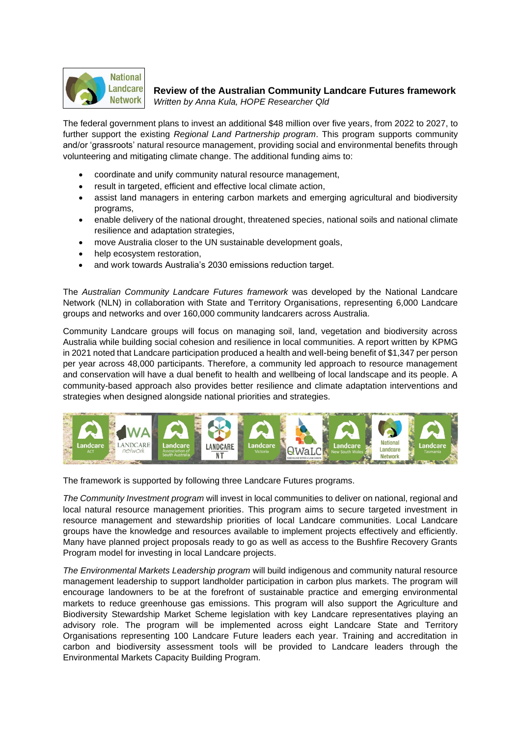**Review of the Australian Community Landcare Futures framework**
*Written by Anna Kula, HOPE Researcher Qld*

The federal government plans to invest an additional $48 million over five years, from 2022 to 2027, to further support the existing *Regional Land Partnership program*. This program supports community and/or 'grassroots' natural resource management, providing social and environmental benefits through volunteering and mitigating climate change. The additional funding aims to:

- coordinate and unify community natural resource management,
- result in targeted, efficient and effective local climate action,
- assist land managers in entering carbon markets and emerging agricultural and biodiversity programs,
- enable delivery of the national drought, threatened species, national soils and national climate resilience and adaptation strategies,
- move Australia closer to the UN sustainable development goals,
- help ecosystem restoration,
- and work towards Australia's 2030 emissions reduction target.

The *Australian Community Landcare Futures framework* was developed by the National Landcare Network (NLN) in collaboration with State and Territory Organisations, representing 6,000 Landcare groups and networks and over 160,000 community landcarers across Australia.

Community Landcare groups will focus on managing soil, land, vegetation and biodiversity across Australia while building social cohesion and resilience in local communities. A report written by KPMG in 2021 noted that Landcare participation produced a health and well-being benefit of $1,347 per person per year across 48,000 participants. Therefore, a community led approach to resource management and conservation will have a dual benefit to health and wellbeing of local landscape and its people. A community-based approach also provides better resilience and climate adaptation interventions and strategies when designed alongside national priorities and strategies.

The framework is supported by following three Landcare Futures programs.

*The Community Investment program* will invest in local communities to deliver on national, regional and local natural resource management priorities. This program aims to secure targeted investment in resource management and stewardship priorities of local Landcare communities. Local Landcare groups have the knowledge and resources available to implement projects effectively and efficiently. Many have planned project proposals ready to go as well as access to the Bushfire Recovery Grants Program model for investing in local Landcare projects.

*The Environmental Markets Leadership program* will build indigenous and community natural resource management leadership to support landholder participation in carbon plus markets. The program will encourage landowners to be at the forefront of sustainable practice and emerging environmental markets to reduce greenhouse gas emissions. This program will also support the Agriculture and Biodiversity Stewardship Market Scheme legislation with key Landcare representatives playing an advisory role. The program will be implemented across eight Landcare State and Territory Organisations representing 100 Landcare Future leaders each year. Training and accreditation in carbon and biodiversity assessment tools will be provided to Landcare leaders through the Environmental Markets Capacity Building Program.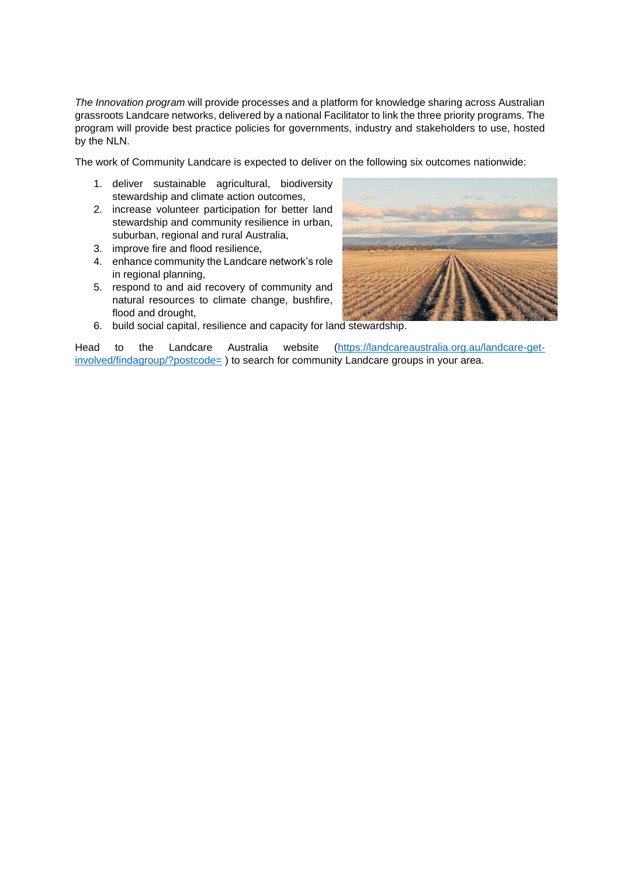*The Innovation program* will provide processes and a platform for knowledge sharing across Australian grassroots Landcare networks, delivered by a national Facilitator to link the three priority programs. The program will provide best practice policies for governments, industry and stakeholders to use, hosted by the NLN.

The work of Community Landcare is expected to deliver on the following six outcomes nationwide:

1. deliver sustainable agricultural, biodiversity stewardship and climate action outcomes,
2. increase volunteer participation for better land stewardship and community resilience in urban, suburban, regional and rural Australia,
3. improve fire and flood resilience,
4. enhance community the Landcare network's role in regional planning,
5. respond to and aid recovery of community and natural resources to climate change, bushfire, flood and drought,
6. build social capital, resilience and capacity for land stewardship.

Head to the Landcare Australia website ([https://landcareaustralia.org.au/landcare-get-involved/findagroup/?postcode=](https://landcareaustralia.org.au/landcare-get-involved/findagroup/?postcode=) ) to search for community Landcare groups in your area.